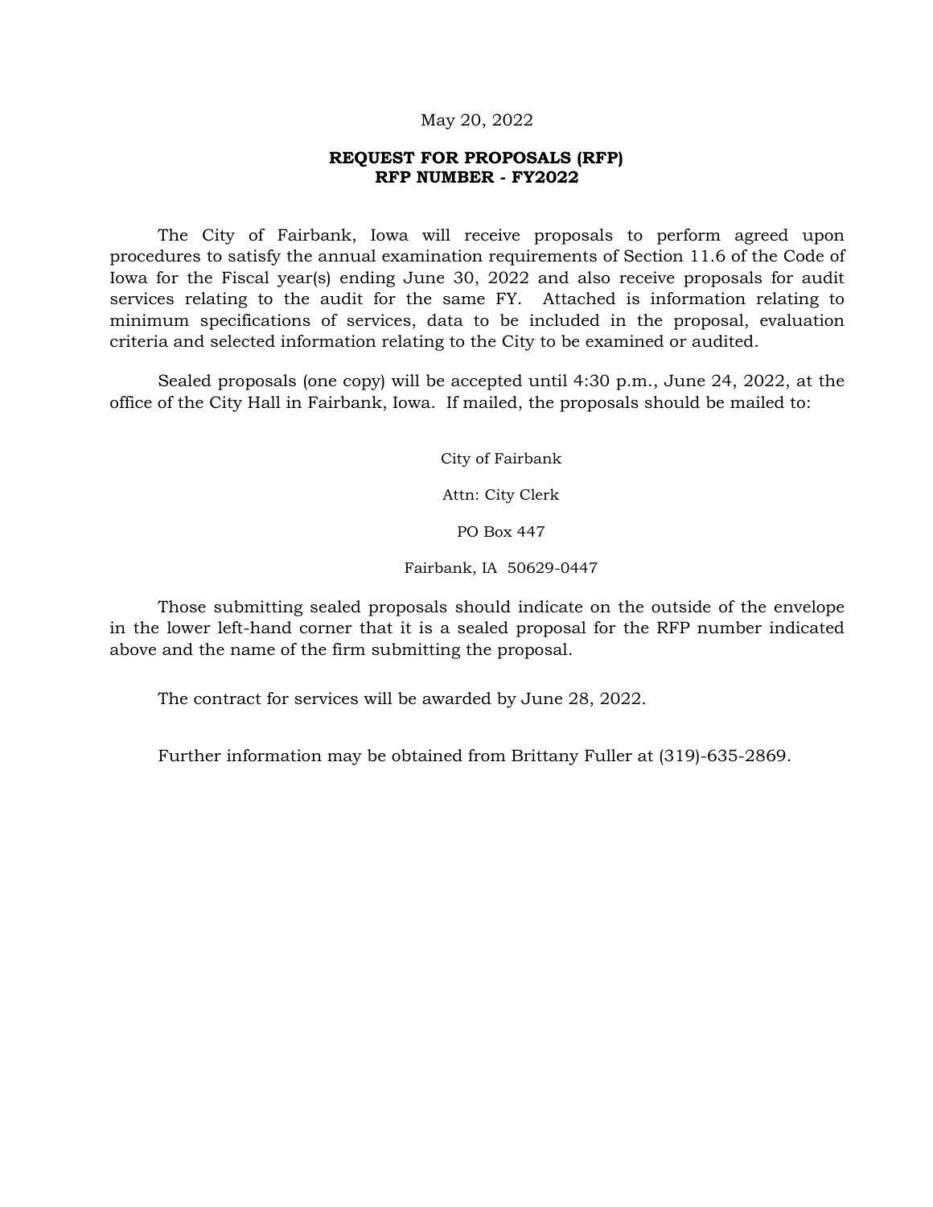May 20, 2022

**REQUEST FOR PROPOSALS (RFP)**
**RFP NUMBER - FY2022**

The City of Fairbank, Iowa will receive proposals to perform agreed upon procedures to satisfy the annual examination requirements of Section 11.6 of the Code of Iowa for the Fiscal year(s) ending June 30, 2022 and also receive proposals for audit services relating to the audit for the same FY. Attached is information relating to minimum specifications of services, data to be included in the proposal, evaluation criteria and selected information relating to the City to be examined or audited.

Sealed proposals (one copy) will be accepted until 4:30 p.m., June 24, 2022, at the office of the City Hall in Fairbank, Iowa. If mailed, the proposals should be mailed to:

City of Fairbank

Attn: City Clerk

PO Box 447

Fairbank, IA 50629-0447

Those submitting sealed proposals should indicate on the outside of the envelope in the lower left-hand corner that it is a sealed proposal for the RFP number indicated above and the name of the firm submitting the proposal.

The contract for services will be awarded by June 28, 2022.

Further information may be obtained from Brittany Fuller at (319)-635-2869.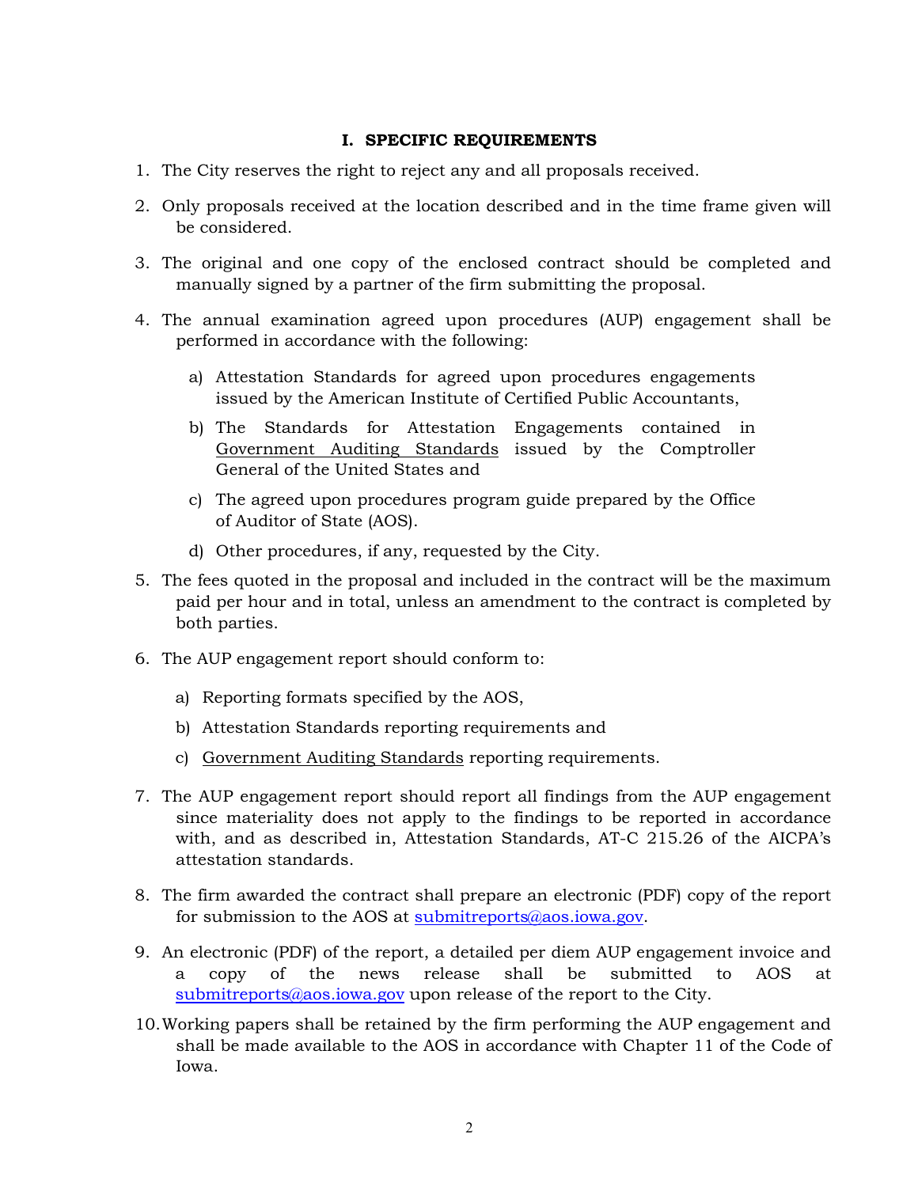## I. SPECIFIC REQUIREMENTS

1. The City reserves the right to reject any and all proposals received.

2. Only proposals received at the location described and in the time frame given will be considered.

3. The original and one copy of the enclosed contract should be completed and manually signed by a partner of the firm submitting the proposal.

4. The annual examination agreed upon procedures (AUP) engagement shall be performed in accordance with the following:

   a) Attestation Standards for agreed upon procedures engagements issued by the American Institute of Certified Public Accountants,

   b) The Standards for Attestation Engagements contained in Government Auditing Standards issued by the Comptroller General of the United States and

   c) The agreed upon procedures program guide prepared by the Office of Auditor of State (AOS).

   d) Other procedures, if any, requested by the City.

5. The fees quoted in the proposal and included in the contract will be the maximum paid per hour and in total, unless an amendment to the contract is completed by both parties.

6. The AUP engagement report should conform to:

   a) Reporting formats specified by the AOS,

   b) Attestation Standards reporting requirements and

   c) Government Auditing Standards reporting requirements.

7. The AUP engagement report should report all findings from the AUP engagement since materiality does not apply to the findings to be reported in accordance with, and as described in, Attestation Standards, AT-C 215.26 of the AICPA's attestation standards.

8. The firm awarded the contract shall prepare an electronic (PDF) copy of the report for submission to the AOS at submitreports@aos.iowa.gov.

9. An electronic (PDF) of the report, a detailed per diem AUP engagement invoice and a copy of the news release shall be submitted to AOS at submitreports@aos.iowa.gov upon release of the report to the City.

10. Working papers shall be retained by the firm performing the AUP engagement and shall be made available to the AOS in accordance with Chapter 11 of the Code of Iowa.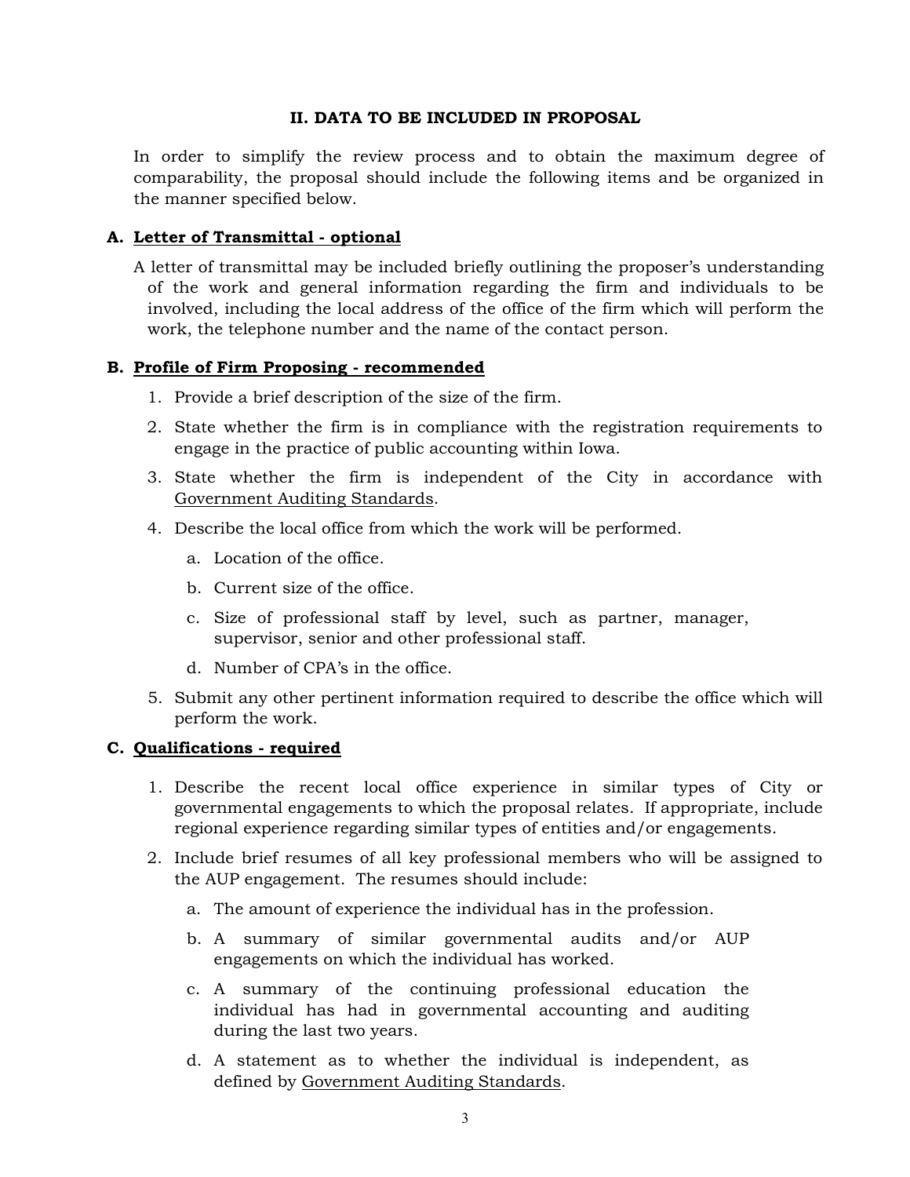## II. DATA TO BE INCLUDED IN PROPOSAL

In order to simplify the review process and to obtain the maximum degree of comparability, the proposal should include the following items and be organized in the manner specified below.

### A. <u>Letter of Transmittal - optional</u>

A letter of transmittal may be included briefly outlining the proposer's understanding of the work and general information regarding the firm and individuals to be involved, including the local address of the office of the firm which will perform the work, the telephone number and the name of the contact person.

### B. <u>Profile of Firm Proposing - recommended</u>

1. Provide a brief description of the size of the firm.
2. State whether the firm is in compliance with the registration requirements to engage in the practice of public accounting within Iowa.
3. State whether the firm is independent of the City in accordance with <u>Government Auditing Standards</u>.
4. Describe the local office from which the work will be performed.
   a. Location of the office.
   b. Current size of the office.
   c. Size of professional staff by level, such as partner, manager, supervisor, senior and other professional staff.
   d. Number of CPA's in the office.
5. Submit any other pertinent information required to describe the office which will perform the work.

### C. <u>Qualifications - required</u>

1. Describe the recent local office experience in similar types of City or governmental engagements to which the proposal relates. If appropriate, include regional experience regarding similar types of entities and/or engagements.
2. Include brief resumes of all key professional members who will be assigned to the AUP engagement. The resumes should include:
   a. The amount of experience the individual has in the profession.
   b. A summary of similar governmental audits and/or AUP engagements on which the individual has worked.
   c. A summary of the continuing professional education the individual has had in governmental accounting and auditing during the last two years.
   d. A statement as to whether the individual is independent, as defined by <u>Government Auditing Standards</u>.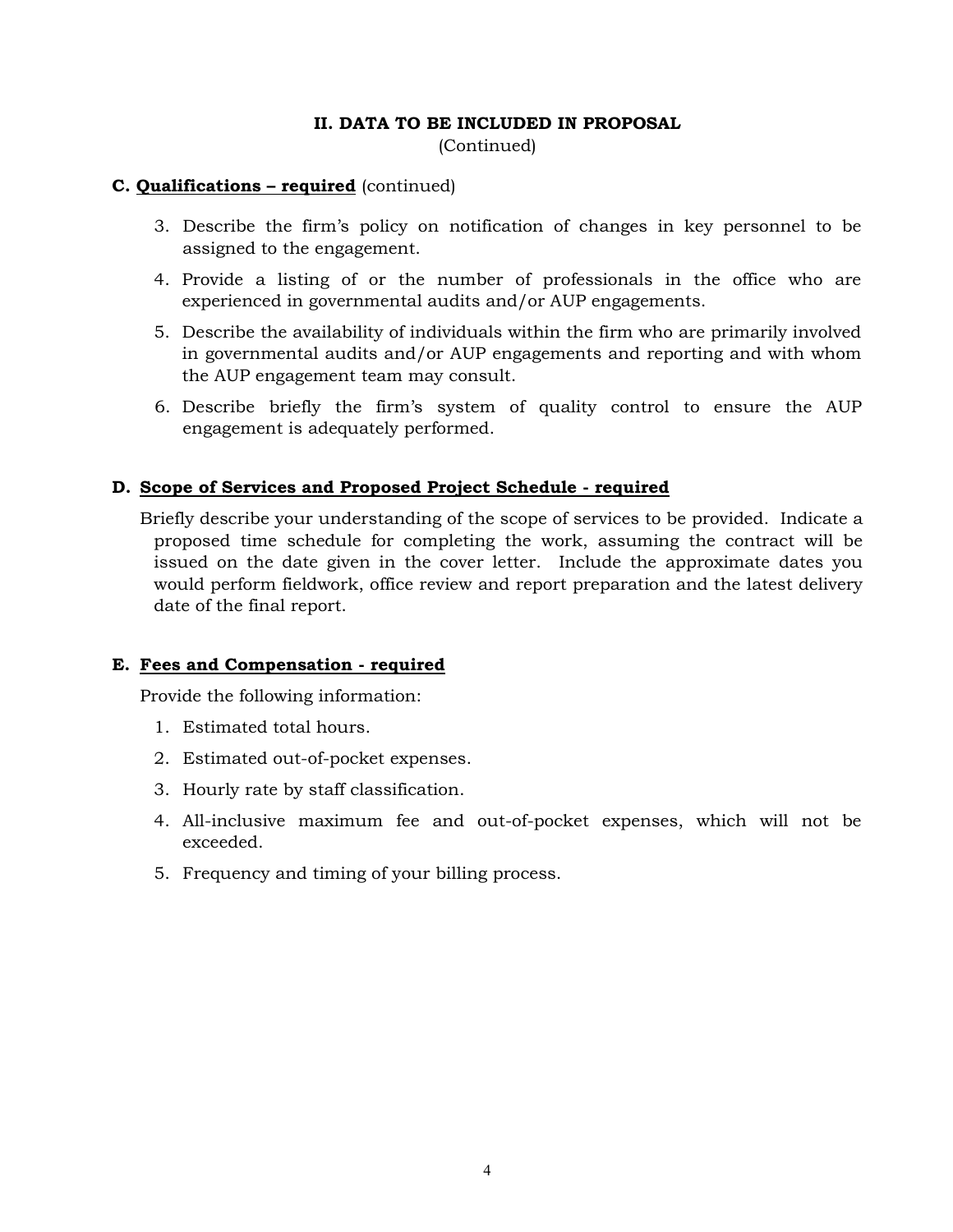## II. DATA TO BE INCLUDED IN PROPOSAL
(Continued)

**C. Qualifications – required** (continued)

3. Describe the firm's policy on notification of changes in key personnel to be assigned to the engagement.
4. Provide a listing of or the number of professionals in the office who are experienced in governmental audits and/or AUP engagements.
5. Describe the availability of individuals within the firm who are primarily involved in governmental audits and/or AUP engagements and reporting and with whom the AUP engagement team may consult.
6. Describe briefly the firm's system of quality control to ensure the AUP engagement is adequately performed.

**D. Scope of Services and Proposed Project Schedule - required**

Briefly describe your understanding of the scope of services to be provided. Indicate a proposed time schedule for completing the work, assuming the contract will be issued on the date given in the cover letter. Include the approximate dates you would perform fieldwork, office review and report preparation and the latest delivery date of the final report.

**E. Fees and Compensation - required**

Provide the following information:

1. Estimated total hours.
2. Estimated out-of-pocket expenses.
3. Hourly rate by staff classification.
4. All-inclusive maximum fee and out-of-pocket expenses, which will not be exceeded.
5. Frequency and timing of your billing process.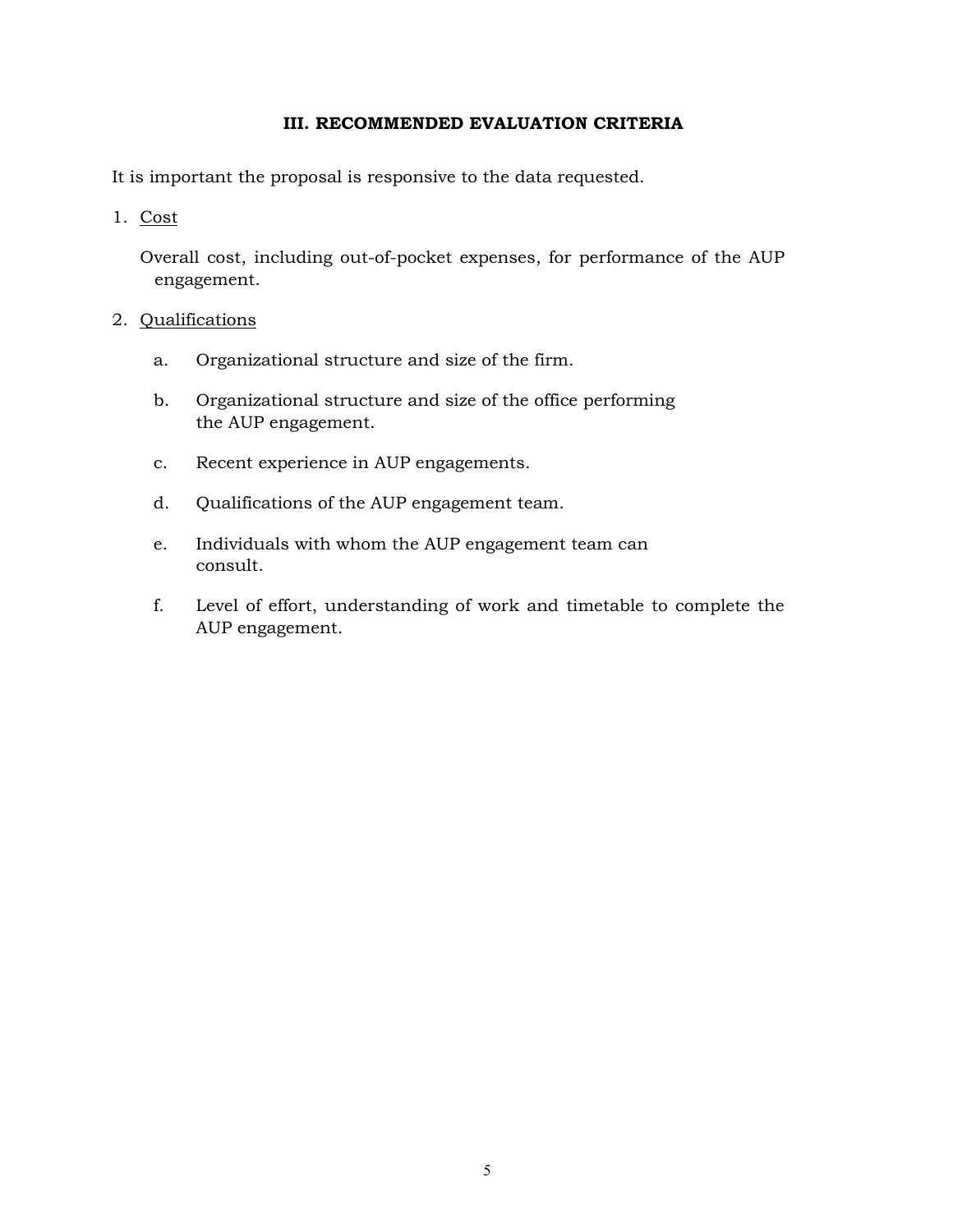## III. RECOMMENDED EVALUATION CRITERIA

It is important the proposal is responsive to the data requested.

1. Cost

   Overall cost, including out-of-pocket expenses, for performance of the AUP engagement.

2. Qualifications

   a. Organizational structure and size of the firm.

   b. Organizational structure and size of the office performing the AUP engagement.

   c. Recent experience in AUP engagements.

   d. Qualifications of the AUP engagement team.

   e. Individuals with whom the AUP engagement team can consult.

   f. Level of effort, understanding of work and timetable to complete the AUP engagement.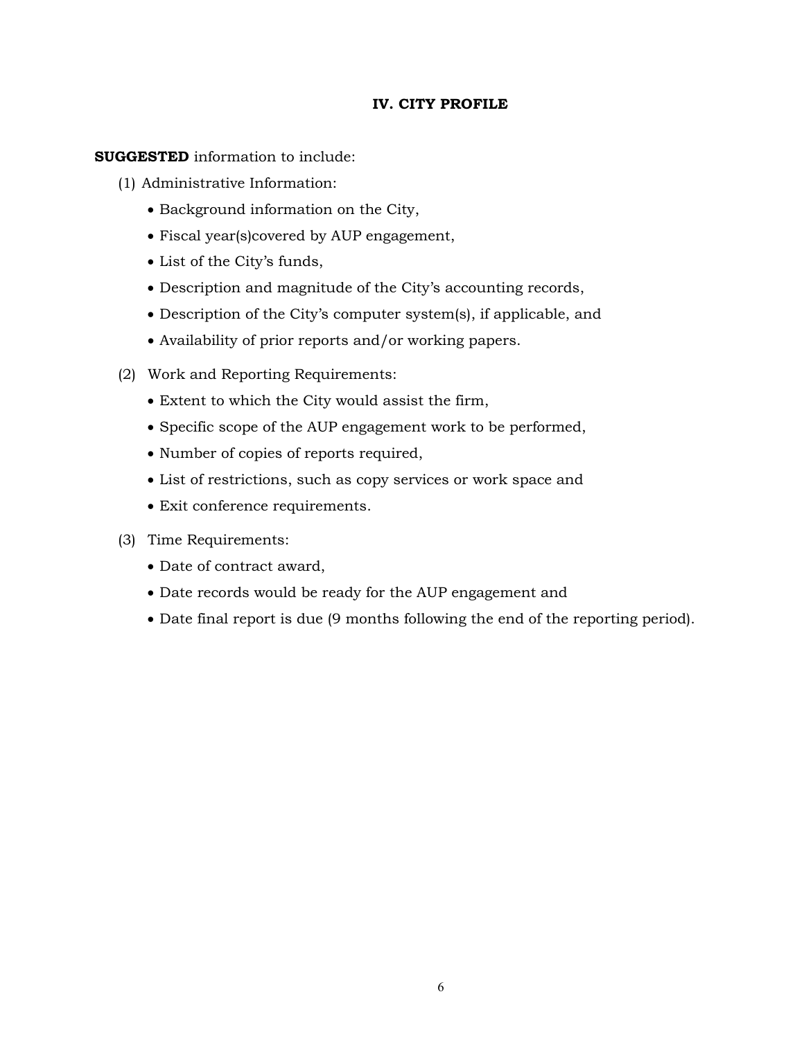## IV. CITY PROFILE

**SUGGESTED** information to include:

(1) Administrative Information:

- Background information on the City,
- Fiscal year(s)covered by AUP engagement,
- List of the City's funds,
- Description and magnitude of the City's accounting records,
- Description of the City's computer system(s), if applicable, and
- Availability of prior reports and/or working papers.

(2) Work and Reporting Requirements:

- Extent to which the City would assist the firm,
- Specific scope of the AUP engagement work to be performed,
- Number of copies of reports required,
- List of restrictions, such as copy services or work space and
- Exit conference requirements.

(3) Time Requirements:

- Date of contract award,
- Date records would be ready for the AUP engagement and
- Date final report is due (9 months following the end of the reporting period).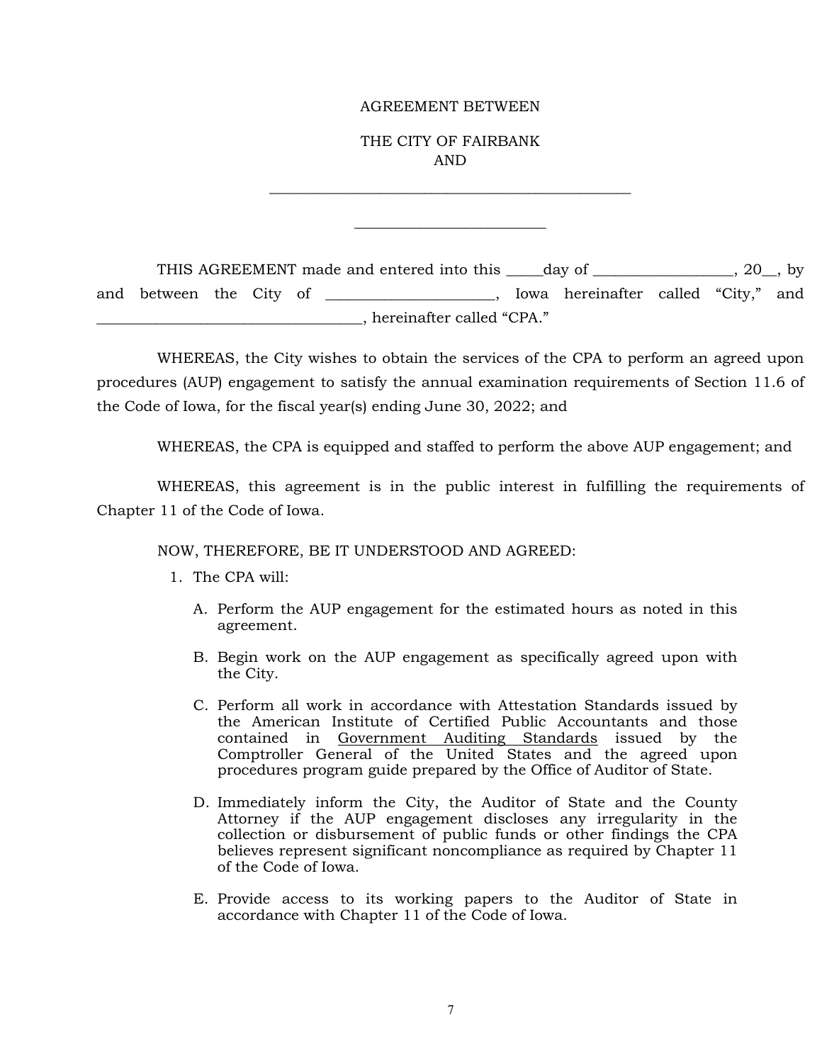AGREEMENT BETWEEN

THE CITY OF FAIRBANK
AND

_______________________________________________

_________________________

THIS AGREEMENT made and entered into this _____day of __________________, 20__, by and between the City of ______________________, Iowa hereinafter called "City," and ___________________________________, hereinafter called "CPA."

WHEREAS, the City wishes to obtain the services of the CPA to perform an agreed upon procedures (AUP) engagement to satisfy the annual examination requirements of Section 11.6 of the Code of Iowa, for the fiscal year(s) ending June 30, 2022; and

WHEREAS, the CPA is equipped and staffed to perform the above AUP engagement; and

WHEREAS, this agreement is in the public interest in fulfilling the requirements of Chapter 11 of the Code of Iowa.

NOW, THEREFORE, BE IT UNDERSTOOD AND AGREED:

1. The CPA will:

   A. Perform the AUP engagement for the estimated hours as noted in this agreement.

   B. Begin work on the AUP engagement as specifically agreed upon with the City.

   C. Perform all work in accordance with Attestation Standards issued by the American Institute of Certified Public Accountants and those contained in Government Auditing Standards issued by the Comptroller General of the United States and the agreed upon procedures program guide prepared by the Office of Auditor of State.

   D. Immediately inform the City, the Auditor of State and the County Attorney if the AUP engagement discloses any irregularity in the collection or disbursement of public funds or other findings the CPA believes represent significant noncompliance as required by Chapter 11 of the Code of Iowa.

   E. Provide access to its working papers to the Auditor of State in accordance with Chapter 11 of the Code of Iowa.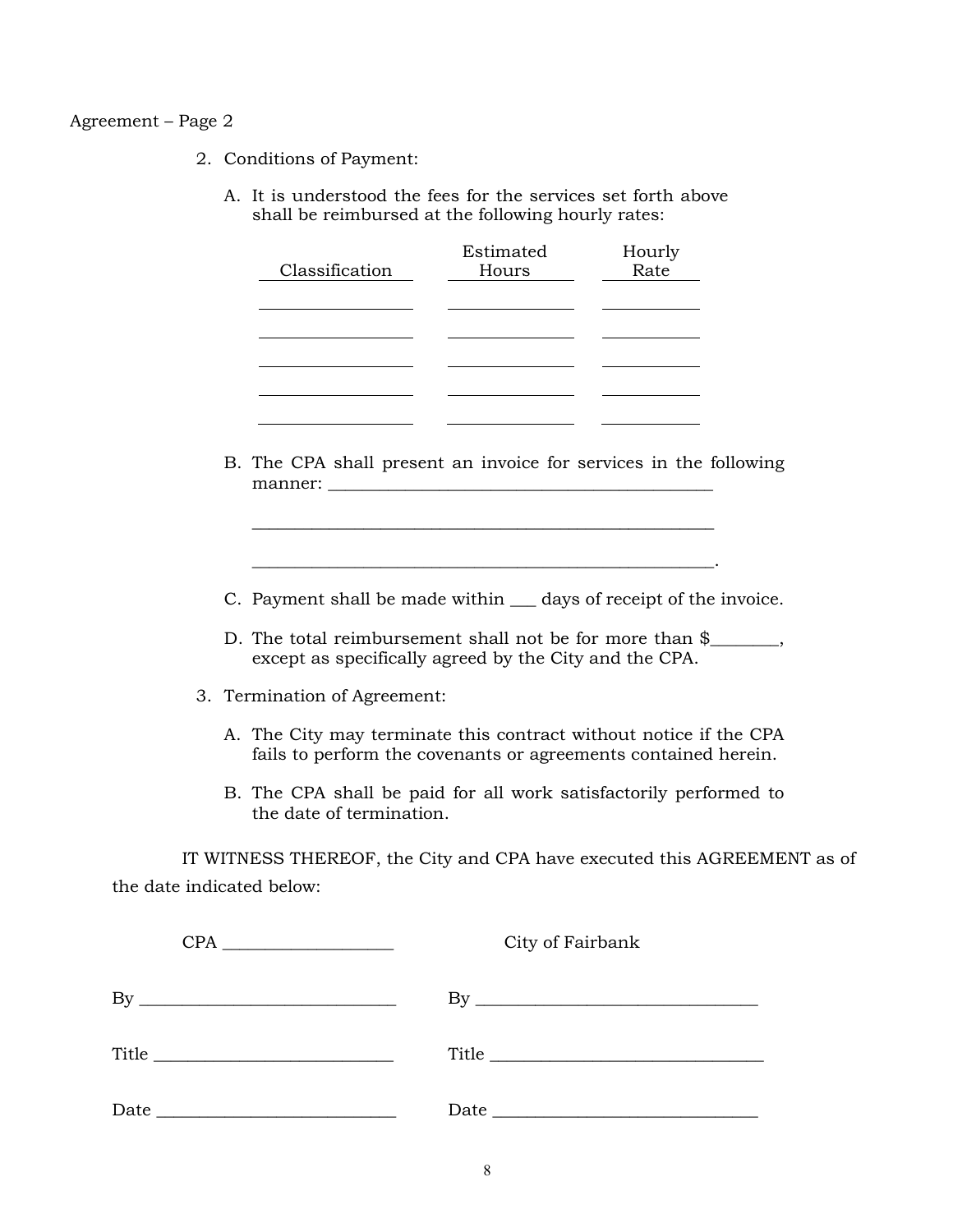Agreement – Page 2

2. Conditions of Payment:

   A. It is understood the fees for the services set forth above shall be reimbursed at the following hourly rates:

| Classification | Estimated Hours | Hourly Rate |
|---|---|---|
| ________________ | ______________ | __________ |
| ________________ | ______________ | __________ |
| ________________ | ______________ | __________ |
| ________________ | ______________ | __________ |
| ________________ | ______________ | __________ |

   B. The CPA shall present an invoice for services in the following manner: ____________________________________________

      ____________________________________________________

      ____________________________________________________.

   C. Payment shall be made within ___ days of receipt of the invoice.

   D. The total reimbursement shall not be for more than $________, except as specifically agreed by the City and the CPA.

3. Termination of Agreement:

   A. The City may terminate this contract without notice if the CPA fails to perform the covenants or agreements contained herein.

   B. The CPA shall be paid for all work satisfactorily performed to the date of termination.

IT WITNESS THEREOF, the City and CPA have executed this AGREEMENT as of the date indicated below:

CPA ___________________

By ____________________________

Title ___________________________

Date ___________________________

City of Fairbank

By _________________________________

Title _______________________________

Date _______________________________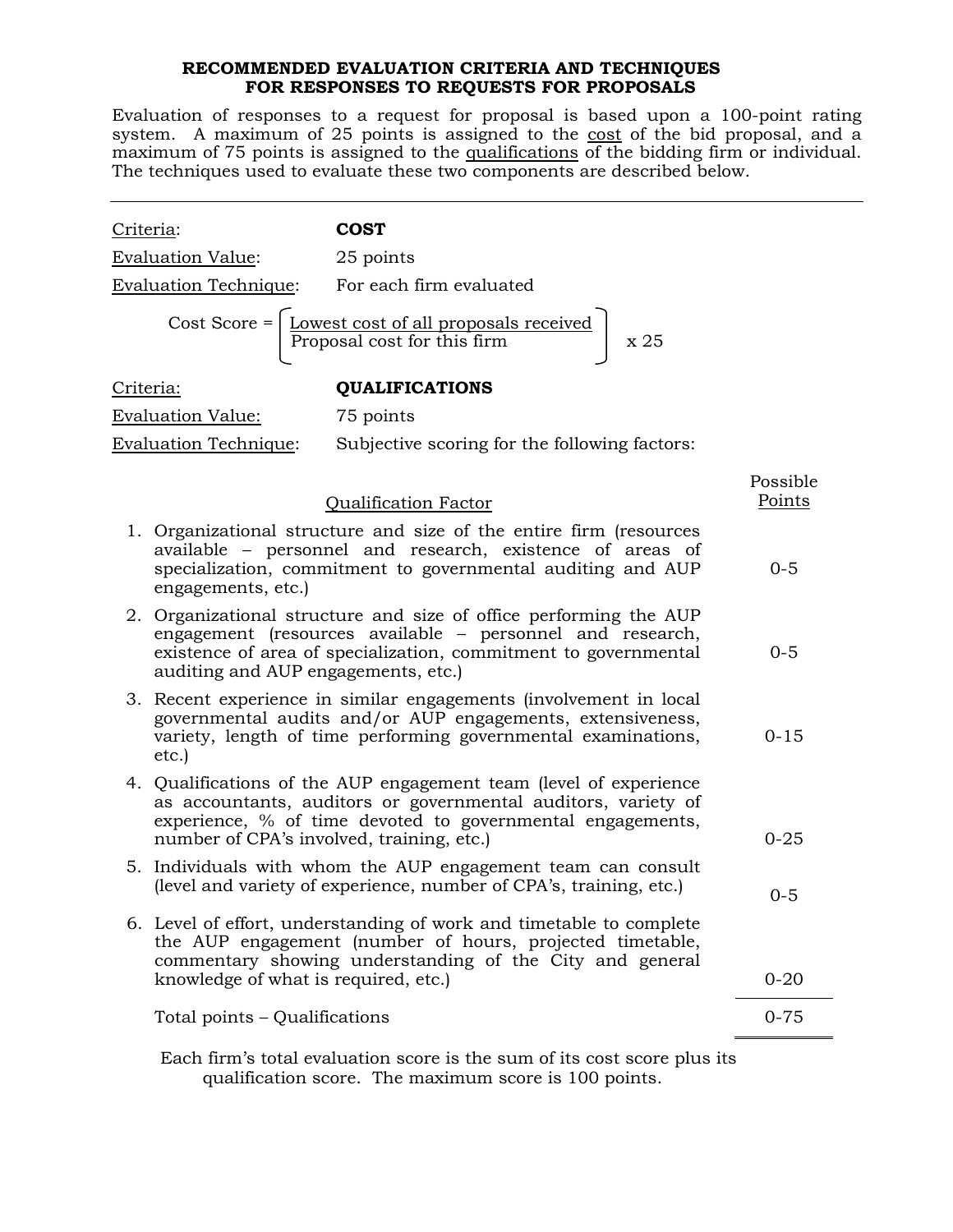# RECOMMENDED EVALUATION CRITERIA AND TECHNIQUES FOR RESPONSES TO REQUESTS FOR PROPOSALS

Evaluation of responses to a request for proposal is based upon a 100-point rating system. A maximum of 25 points is assigned to the cost of the bid proposal, and a maximum of 75 points is assigned to the qualifications of the bidding firm or individual. The techniques used to evaluate these two components are described below.

---

Criteria: **COST**

Evaluation Value: 25 points

Evaluation Technique: For each firm evaluated

$$\text{Cost Score} = \left[ \frac{\text{Lowest cost of all proposals received}}{\text{Proposal cost for this firm}} \right] \times 25$$

Criteria: **QUALIFICATIONS**

Evaluation Value: 75 points

Evaluation Technique: Subjective scoring for the following factors:

| Qualification Factor | Possible Points |
|---|---|
| 1. Organizational structure and size of the entire firm (resources available – personnel and research, existence of areas of specialization, commitment to governmental auditing and AUP engagements, etc.) | 0-5 |
| 2. Organizational structure and size of office performing the AUP engagement (resources available – personnel and research, existence of area of specialization, commitment to governmental auditing and AUP engagements, etc.) | 0-5 |
| 3. Recent experience in similar engagements (involvement in local governmental audits and/or AUP engagements, extensiveness, variety, length of time performing governmental examinations, etc.) | 0-15 |
| 4. Qualifications of the AUP engagement team (level of experience as accountants, auditors or governmental auditors, variety of experience, % of time devoted to governmental engagements, number of CPA's involved, training, etc.) | 0-25 |
| 5. Individuals with whom the AUP engagement team can consult (level and variety of experience, number of CPA's, training, etc.) | 0-5 |
| 6. Level of effort, understanding of work and timetable to complete the AUP engagement (number of hours, projected timetable, commentary showing understanding of the City and general knowledge of what is required, etc.) | 0-20 |
| Total points – Qualifications | 0-75 |

Each firm's total evaluation score is the sum of its cost score plus its qualification score. The maximum score is 100 points.